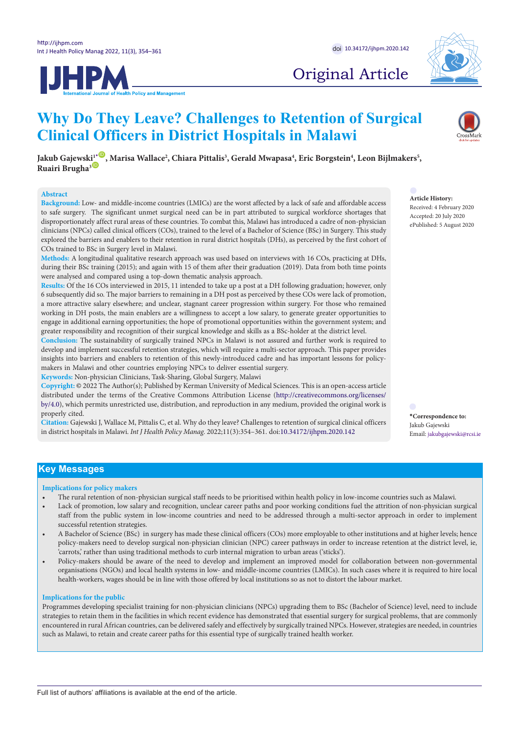Original Article

# Why Do They Leave? Challenges to Retention of Surgical Clinical Officers in District Hospitals in Malawi

Jakub Gajewski[1*], Marisa Wallace[2], Chiara Pittalis[3], Gerald Mwapasa[4], Eric Borgstein[4], Leon Bijlmakers[5], Ruairi Brugha[3]

## Abstract

**Background:** Low- and middle-income countries (LMICs) are the worst affected by a lack of safe and affordable access to safe surgery. The significant unmet surgical need can be in part attributed to surgical workforce shortages that disproportionately affect rural areas of these countries. To combat this, Malawi has introduced a cadre of non-physician clinicians (NPCs) called clinical officers (COs), trained to the level of a Bachelor of Science (BSc) in Surgery. This study explored the barriers and enablers to their retention in rural district hospitals (DHs), as perceived by the first cohort of COs trained to BSc in Surgery level in Malawi.

**Methods:** A longitudinal qualitative research approach was used based on interviews with 16 COs, practicing at DHs, during their BSc training (2015); and again with 15 of them after their graduation (2019). Data from both time points were analysed and compared using a top-down thematic analysis approach.

**Results:** Of the 16 COs interviewed in 2015, 11 intended to take up a post at a DH following graduation; however, only 6 subsequently did so. The major barriers to remaining in a DH post as perceived by these COs were lack of promotion, a more attractive salary elsewhere; and unclear, stagnant career progression within surgery. For those who remained working in DH posts, the main enablers are a willingness to accept a low salary, to generate greater opportunities to engage in additional earning opportunities; the hope of promotional opportunities within the government system; and greater responsibility and recognition of their surgical knowledge and skills as a BSc-holder at the district level.

**Conclusion:** The sustainability of surgically trained NPCs in Malawi is not assured and further work is required to develop and implement successful retention strategies, which will require a multi-sector approach. This paper provides insights into barriers and enablers to retention of this newly-introduced cadre and has important lessons for policy-makers in Malawi and other countries employing NPCs to deliver essential surgery.

**Keywords:** Non-physician Clinicians, Task-Sharing, Global Surgery, Malawi

**Copyright:** © 2022 The Author(s); Published by Kerman University of Medical Sciences. This is an open-access article distributed under the terms of the Creative Commons Attribution License (http://creativecommons.org/licenses/by/4.0), which permits unrestricted use, distribution, and reproduction in any medium, provided the original work is properly cited.

**Citation:** Gajewski J, Wallace M, Pittalis C, et al. Why do they leave? Challenges to retention of surgical clinical officers in district hospitals in Malawi. *Int J Health Policy Manag.* 2022;11(3):354–361. doi:10.34172/ijhpm.2020.142

**Article History:**
Received: 4 February 2020
Accepted: 20 July 2020
ePublished: 5 August 2020

**\*Correspondence to:**
Jakub Gajewski
Email: jakubgajewski@rcsi.ie

## Key Messages

### Implications for policy makers

- The rural retention of non-physician surgical staff needs to be prioritised within health policy in low-income countries such as Malawi.
- Lack of promotion, low salary and recognition, unclear career paths and poor working conditions fuel the attrition of non-physician surgical staff from the public system in low-income countries and need to be addressed through a multi-sector approach in order to implement successful retention strategies.
- A Bachelor of Science (BSc) in surgery has made these clinical officers (COs) more employable to other institutions and at higher levels; hence policy-makers need to develop surgical non-physician clinician (NPC) career pathways in order to increase retention at the district level, ie, 'carrots,' rather than using traditional methods to curb internal migration to urban areas ('sticks').
- Policy-makers should be aware of the need to develop and implement an improved model for collaboration between non-governmental organisations (NGOs) and local health systems in low- and middle-income countries (LMICs). In such cases where it is required to hire local health-workers, wages should be in line with those offered by local institutions so as not to distort the labour market.

### Implications for the public

Programmes developing specialist training for non-physician clinicians (NPCs) upgrading them to BSc (Bachelor of Science) level, need to include strategies to retain them in the facilities in which recent evidence has demonstrated that essential surgery for surgical problems, that are commonly encountered in rural African countries, can be delivered safely and effectively by surgically trained NPCs. However, strategies are needed, in countries such as Malawi, to retain and create career paths for this essential type of surgically trained health worker.

Full list of authors' affiliations is available at the end of the article.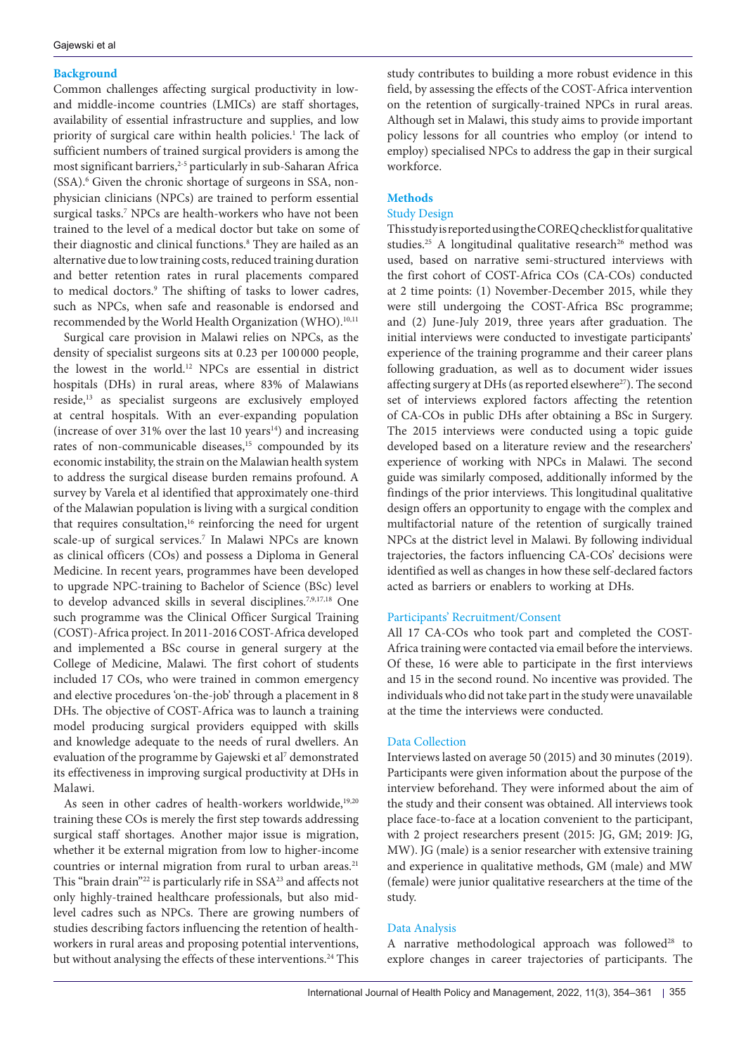## Background

Common challenges affecting surgical productivity in low- and middle-income countries (LMICs) are staff shortages, availability of essential infrastructure and supplies, and low priority of surgical care within health policies.[1] The lack of sufficient numbers of trained surgical providers is among the most significant barriers,[2-5] particularly in sub-Saharan Africa (SSA).[6] Given the chronic shortage of surgeons in SSA, non-physician clinicians (NPCs) are trained to perform essential surgical tasks.[7] NPCs are health-workers who have not been trained to the level of a medical doctor but take on some of their diagnostic and clinical functions.[8] They are hailed as an alternative due to low training costs, reduced training duration and better retention rates in rural placements compared to medical doctors.[9] The shifting of tasks to lower cadres, such as NPCs, when safe and reasonable is endorsed and recommended by the World Health Organization (WHO).[10,11]

Surgical care provision in Malawi relies on NPCs, as the density of specialist surgeons sits at 0.23 per 100 000 people, the lowest in the world.[12] NPCs are essential in district hospitals (DHs) in rural areas, where 83% of Malawians reside,[13] as specialist surgeons are exclusively employed at central hospitals. With an ever-expanding population (increase of over 31% over the last 10 years[14]) and increasing rates of non-communicable diseases,[15] compounded by its economic instability, the strain on the Malawian health system to address the surgical disease burden remains profound. A survey by Varela et al identified that approximately one-third of the Malawian population is living with a surgical condition that requires consultation,[16] reinforcing the need for urgent scale-up of surgical services.[7] In Malawi NPCs are known as clinical officers (COs) and possess a Diploma in General Medicine. In recent years, programmes have been developed to upgrade NPC-training to Bachelor of Science (BSc) level to develop advanced skills in several disciplines.[7,9,17,18] One such programme was the Clinical Officer Surgical Training (COST)-Africa project. In 2011-2016 COST-Africa developed and implemented a BSc course in general surgery at the College of Medicine, Malawi. The first cohort of students included 17 COs, who were trained in common emergency and elective procedures 'on-the-job' through a placement in 8 DHs. The objective of COST-Africa was to launch a training model producing surgical providers equipped with skills and knowledge adequate to the needs of rural dwellers. An evaluation of the programme by Gajewski et al[7] demonstrated its effectiveness in improving surgical productivity at DHs in Malawi.

As seen in other cadres of health-workers worldwide,[19,20] training these COs is merely the first step towards addressing surgical staff shortages. Another major issue is migration, whether it be external migration from low to higher-income countries or internal migration from rural to urban areas.[21] This "brain drain"[22] is particularly rife in SSA[23] and affects not only highly-trained healthcare professionals, but also mid-level cadres such as NPCs. There are growing numbers of studies describing factors influencing the retention of health-workers in rural areas and proposing potential interventions, but without analysing the effects of these interventions.[24] This study contributes to building a more robust evidence in this field, by assessing the effects of the COST-Africa intervention on the retention of surgically-trained NPCs in rural areas. Although set in Malawi, this study aims to provide important policy lessons for all countries who employ (or intend to employ) specialised NPCs to address the gap in their surgical workforce.

## Methods

### Study Design

This study is reported using the COREQ checklist for qualitative studies.[25] A longitudinal qualitative research[26] method was used, based on narrative semi-structured interviews with the first cohort of COST-Africa COs (CA-COs) conducted at 2 time points: (1) November-December 2015, while they were still undergoing the COST-Africa BSc programme; and (2) June-July 2019, three years after graduation. The initial interviews were conducted to investigate participants' experience of the training programme and their career plans following graduation, as well as to document wider issues affecting surgery at DHs (as reported elsewhere[27]). The second set of interviews explored factors affecting the retention of CA-COs in public DHs after obtaining a BSc in Surgery. The 2015 interviews were conducted using a topic guide developed based on a literature review and the researchers' experience of working with NPCs in Malawi. The second guide was similarly composed, additionally informed by the findings of the prior interviews. This longitudinal qualitative design offers an opportunity to engage with the complex and multifactorial nature of the retention of surgically trained NPCs at the district level in Malawi. By following individual trajectories, the factors influencing CA-COs' decisions were identified as well as changes in how these self-declared factors acted as barriers or enablers to working at DHs.

### Participants' Recruitment/Consent

All 17 CA-COs who took part and completed the COST-Africa training were contacted via email before the interviews. Of these, 16 were able to participate in the first interviews and 15 in the second round. No incentive was provided. The individuals who did not take part in the study were unavailable at the time the interviews were conducted.

### Data Collection

Interviews lasted on average 50 (2015) and 30 minutes (2019). Participants were given information about the purpose of the interview beforehand. They were informed about the aim of the study and their consent was obtained. All interviews took place face-to-face at a location convenient to the participant, with 2 project researchers present (2015: JG, GM; 2019: JG, MW). JG (male) is a senior researcher with extensive training and experience in qualitative methods, GM (male) and MW (female) were junior qualitative researchers at the time of the study.

### Data Analysis

A narrative methodological approach was followed[28] to explore changes in career trajectories of participants. The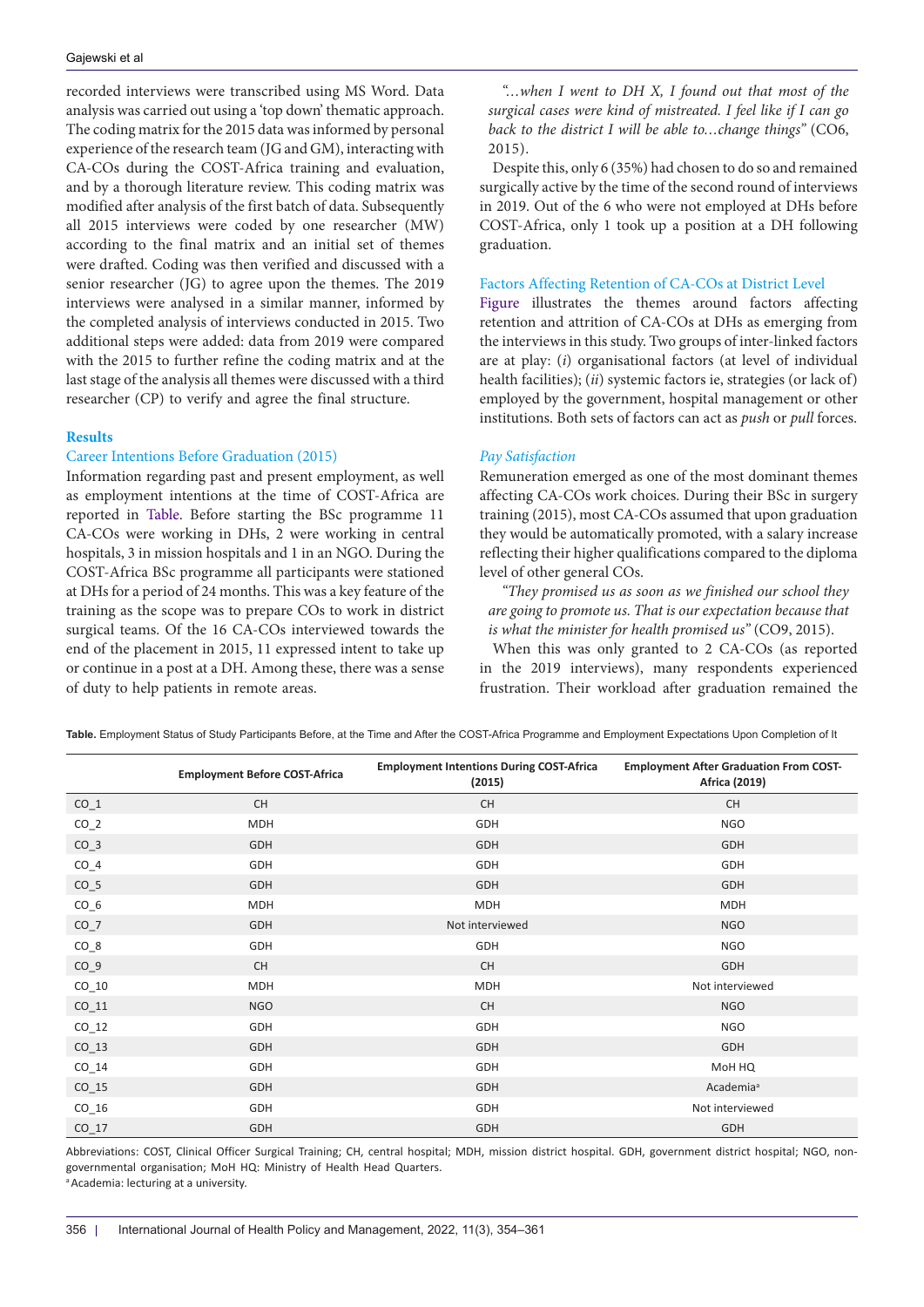recorded interviews were transcribed using MS Word. Data analysis was carried out using a 'top down' thematic approach. The coding matrix for the 2015 data was informed by personal experience of the research team (JG and GM), interacting with CA-COs during the COST-Africa training and evaluation, and by a thorough literature review. This coding matrix was modified after analysis of the first batch of data. Subsequently all 2015 interviews were coded by one researcher (MW) according to the final matrix and an initial set of themes were drafted. Coding was then verified and discussed with a senior researcher (JG) to agree upon the themes. The 2019 interviews were analysed in a similar manner, informed by the completed analysis of interviews conducted in 2015. Two additional steps were added: data from 2019 were compared with the 2015 to further refine the coding matrix and at the last stage of the analysis all themes were discussed with a third researcher (CP) to verify and agree the final structure.

## Results

### Career Intentions Before Graduation (2015)

Information regarding past and present employment, as well as employment intentions at the time of COST-Africa are reported in Table. Before starting the BSc programme 11 CA-COs were working in DHs, 2 were working in central hospitals, 3 in mission hospitals and 1 in an NGO. During the COST-Africa BSc programme all participants were stationed at DHs for a period of 24 months. This was a key feature of the training as the scope was to prepare COs to work in district surgical teams. Of the 16 CA-COs interviewed towards the end of the placement in 2015, 11 expressed intent to take up or continue in a post at a DH. Among these, there was a sense of duty to help patients in remote areas.

*"...when I went to DH X, I found out that most of the surgical cases were kind of mistreated. I feel like if I can go back to the district I will be able to...change things"* (CO6, 2015).

Despite this, only 6 (35%) had chosen to do so and remained surgically active by the time of the second round of interviews in 2019. Out of the 6 who were not employed at DHs before COST-Africa, only 1 took up a position at a DH following graduation.

### Factors Affecting Retention of CA-COs at District Level

Figure illustrates the themes around factors affecting retention and attrition of CA-COs at DHs as emerging from the interviews in this study. Two groups of inter-linked factors are at play: (*i*) organisational factors (at level of individual health facilities); (*ii*) systemic factors ie, strategies (or lack of) employed by the government, hospital management or other institutions. Both sets of factors can act as *push* or *pull* forces.

#### *Pay Satisfaction*

Remuneration emerged as one of the most dominant themes affecting CA-COs work choices. During their BSc in surgery training (2015), most CA-COs assumed that upon graduation they would be automatically promoted, with a salary increase reflecting their higher qualifications compared to the diploma level of other general COs.

*"They promised us as soon as we finished our school they are going to promote us. That is our expectation because that is what the minister for health promised us"* (CO9, 2015).

When this was only granted to 2 CA-COs (as reported in the 2019 interviews), many respondents experienced frustration. Their workload after graduation remained the

**Table.** Employment Status of Study Participants Before, at the Time and After the COST-Africa Programme and Employment Expectations Upon Completion of It

| | Employment Before COST-Africa | Employment Intentions During COST-Africa (2015) | Employment After Graduation From COST-Africa (2019) |
|---|---|---|---|
| CO_1 | CH | CH | CH |
| CO_2 | MDH | GDH | NGO |
| CO_3 | GDH | GDH | GDH |
| CO_4 | GDH | GDH | GDH |
| CO_5 | GDH | GDH | GDH |
| CO_6 | MDH | MDH | MDH |
| CO_7 | GDH | Not interviewed | NGO |
| CO_8 | GDH | GDH | NGO |
| CO_9 | CH | CH | GDH |
| CO_10 | MDH | MDH | Not interviewed |
| CO_11 | NGO | CH | NGO |
| CO_12 | GDH | GDH | NGO |
| CO_13 | GDH | GDH | GDH |
| CO_14 | GDH | GDH | MoH HQ |
| CO_15 | GDH | GDH | Academia[a] |
| CO_16 | GDH | GDH | Not interviewed |
| CO_17 | GDH | GDH | GDH |

Abbreviations: COST, Clinical Officer Surgical Training; CH, central hospital; MDH, mission district hospital. GDH, government district hospital; NGO, non-governmental organisation; MoH HQ: Ministry of Health Head Quarters.

[a] Academia: lecturing at a university.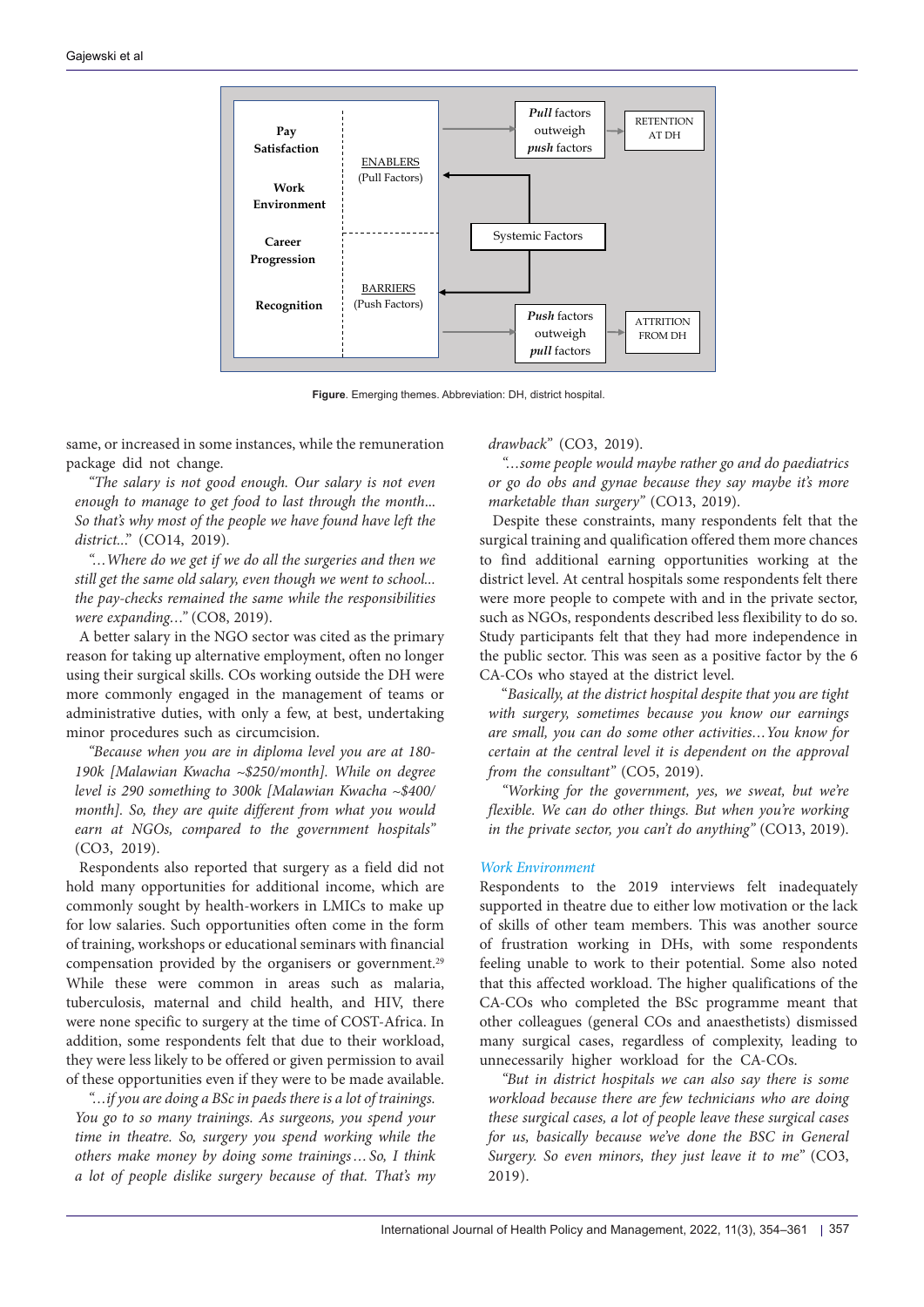| | | | |
|---|---|---|---|
| Pay Satisfaction | ENABLERS (Pull Factors) | *Pull* factors outweigh *push* factors | RETENTION AT DH |
| Work Environment | | | |
| Career Progression | | Systemic Factors | |
| Recognition | BARRIERS (Push Factors) | *Push* factors outweigh *pull* factors | ATTRITION FROM DH |

**Figure**. Emerging themes. Abbreviation: DH, district hospital.

same, or increased in some instances, while the remuneration package did not change.

*"The salary is not good enough. Our salary is not even enough to manage to get food to last through the month... So that's why most of the people we have found have left the district..."* (CO14, 2019).

*"...Where do we get if we do all the surgeries and then we still get the same old salary, even though we went to school... the pay-checks remained the same while the responsibilities were expanding..."* (CO8, 2019).

A better salary in the NGO sector was cited as the primary reason for taking up alternative employment, often no longer using their surgical skills. COs working outside the DH were more commonly engaged in the management of teams or administrative duties, with only a few, at best, undertaking minor procedures such as circumcision.

*"Because when you are in diploma level you are at 180-190k [Malawian Kwacha ~$250/month]. While on degree level is 290 something to 300k [Malawian Kwacha ~$400/month]. So, they are quite different from what you would earn at NGOs, compared to the government hospitals"* (CO3, 2019).

Respondents also reported that surgery as a field did not hold many opportunities for additional income, which are commonly sought by health-workers in LMICs to make up for low salaries. Such opportunities often come in the form of training, workshops or educational seminars with financial compensation provided by the organisers or government.[29] While these were common in areas such as malaria, tuberculosis, maternal and child health, and HIV, there were none specific to surgery at the time of COST-Africa. In addition, some respondents felt that due to their workload, they were less likely to be offered or given permission to avail of these opportunities even if they were to be made available.

*"...if you are doing a BSc in paeds there is a lot of trainings. You go to so many trainings. As surgeons, you spend your time in theatre. So, surgery you spend working while the others make money by doing some trainings...So, I think a lot of people dislike surgery because of that. That's my drawback"* (CO3, 2019).

*"...some people would maybe rather go and do paediatrics or go do obs and gynae because they say maybe it's more marketable than surgery"* (CO13, 2019).

Despite these constraints, many respondents felt that the surgical training and qualification offered them more chances to find additional earning opportunities working at the district level. At central hospitals some respondents felt there were more people to compete with and in the private sector, such as NGOs, respondents described less flexibility to do so. Study participants felt that they had more independence in the public sector. This was seen as a positive factor by the 6 CA-COs who stayed at the district level.

*"Basically, at the district hospital despite that you are tight with surgery, sometimes because you know our earnings are small, you can do some other activities...You know for certain at the central level it is dependent on the approval from the consultant"* (CO5, 2019).

*"Working for the government, yes, we sweat, but we're flexible. We can do other things. But when you're working in the private sector, you can't do anything"* (CO13, 2019).

### *Work Environment*

Respondents to the 2019 interviews felt inadequately supported in theatre due to either low motivation or the lack of skills of other team members. This was another source of frustration working in DHs, with some respondents feeling unable to work to their potential. Some also noted that this affected workload. The higher qualifications of the CA-COs who completed the BSc programme meant that other colleagues (general COs and anaesthetists) dismissed many surgical cases, regardless of complexity, leading to unnecessarily higher workload for the CA-COs.

*"But in district hospitals we can also say there is some workload because there are few technicians who are doing these surgical cases, a lot of people leave these surgical cases for us, basically because we've done the BSC in General Surgery. So even minors, they just leave it to me"* (CO3, 2019).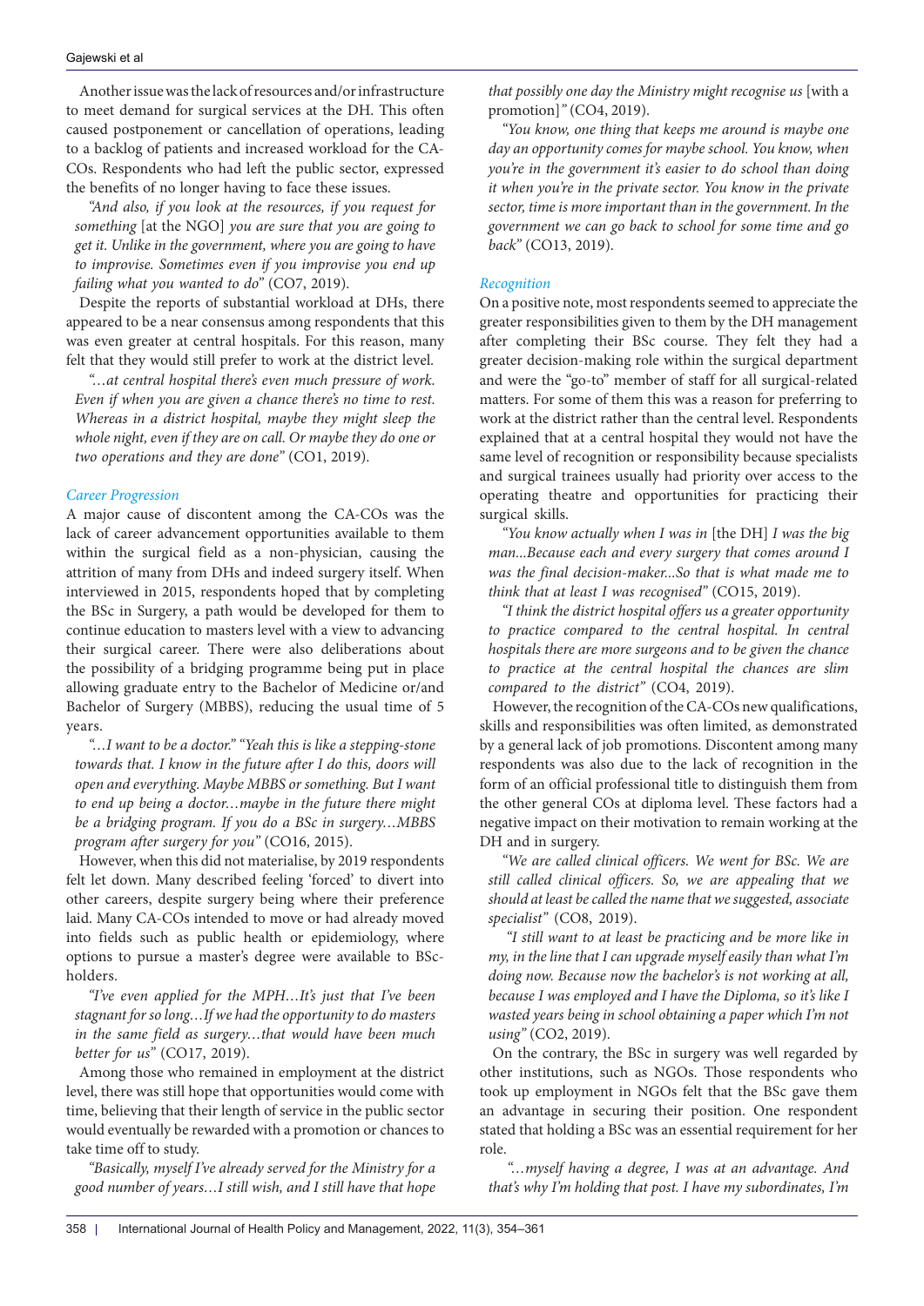Another issue was the lack of resources and/or infrastructure to meet demand for surgical services at the DH. This often caused postponement or cancellation of operations, leading to a backlog of patients and increased workload for the CA-COs. Respondents who had left the public sector, expressed the benefits of no longer having to face these issues.

*"And also, if you look at the resources, if you request for something* [at the NGO] *you are sure that you are going to get it. Unlike in the government, where you are going to have to improvise. Sometimes even if you improvise you end up failing what you wanted to do"* (CO7, 2019).

Despite the reports of substantial workload at DHs, there appeared to be a near consensus among respondents that this was even greater at central hospitals. For this reason, many felt that they would still prefer to work at the district level.

*"…at central hospital there's even much pressure of work. Even if when you are given a chance there's no time to rest. Whereas in a district hospital, maybe they might sleep the whole night, even if they are on call. Or maybe they do one or two operations and they are done"* (CO1, 2019).

### *Career Progression*

A major cause of discontent among the CA-COs was the lack of career advancement opportunities available to them within the surgical field as a non-physician, causing the attrition of many from DHs and indeed surgery itself. When interviewed in 2015, respondents hoped that by completing the BSc in Surgery, a path would be developed for them to continue education to masters level with a view to advancing their surgical career. There were also deliberations about the possibility of a bridging programme being put in place allowing graduate entry to the Bachelor of Medicine or/and Bachelor of Surgery (MBBS), reducing the usual time of 5 years.

*"…I want to be a doctor." "Yeah this is like a stepping-stone towards that. I know in the future after I do this, doors will open and everything. Maybe MBBS or something. But I want to end up being a doctor…maybe in the future there might be a bridging program. If you do a BSc in surgery…MBBS program after surgery for you"* (CO16, 2015).

However, when this did not materialise, by 2019 respondents felt let down. Many described feeling 'forced' to divert into other careers, despite surgery being where their preference laid. Many CA-COs intended to move or had already moved into fields such as public health or epidemiology, where options to pursue a master's degree were available to BSc-holders.

*"I've even applied for the MPH…It's just that I've been stagnant for so long…If we had the opportunity to do masters in the same field as surgery…that would have been much better for us"* (CO17, 2019).

Among those who remained in employment at the district level, there was still hope that opportunities would come with time, believing that their length of service in the public sector would eventually be rewarded with a promotion or chances to take time off to study.

*"Basically, myself I've already served for the Ministry for a good number of years…I still wish, and I still have that hope that possibly one day the Ministry might recognise us* [with a promotion]*"* (CO4, 2019).

*"You know, one thing that keeps me around is maybe one day an opportunity comes for maybe school. You know, when you're in the government it's easier to do school than doing it when you're in the private sector. You know in the private sector, time is more important than in the government. In the government we can go back to school for some time and go back"* (CO13, 2019).

### *Recognition*

On a positive note, most respondents seemed to appreciate the greater responsibilities given to them by the DH management after completing their BSc course. They felt they had a greater decision-making role within the surgical department and were the "go-to" member of staff for all surgical-related matters. For some of them this was a reason for preferring to work at the district rather than the central level. Respondents explained that at a central hospital they would not have the same level of recognition or responsibility because specialists and surgical trainees usually had priority over access to the operating theatre and opportunities for practicing their surgical skills.

*"You know actually when I was in* [the DH] *I was the big man...Because each and every surgery that comes around I was the final decision-maker...So that is what made me to think that at least I was recognised"* (CO15, 2019).

*"I think the district hospital offers us a greater opportunity to practice compared to the central hospital. In central hospitals there are more surgeons and to be given the chance to practice at the central hospital the chances are slim compared to the district"* (CO4, 2019).

However, the recognition of the CA-COs new qualifications, skills and responsibilities was often limited, as demonstrated by a general lack of job promotions. Discontent among many respondents was also due to the lack of recognition in the form of an official professional title to distinguish them from the other general COs at diploma level. These factors had a negative impact on their motivation to remain working at the DH and in surgery.

*"We are called clinical officers. We went for BSc. We are still called clinical officers. So, we are appealing that we should at least be called the name that we suggested, associate specialist"* (CO8, 2019).

*"I still want to at least be practicing and be more like in my, in the line that I can upgrade myself easily than what I'm doing now. Because now the bachelor's is not working at all, because I was employed and I have the Diploma, so it's like I wasted years being in school obtaining a paper which I'm not using"* (CO2, 2019).

On the contrary, the BSc in surgery was well regarded by other institutions, such as NGOs. Those respondents who took up employment in NGOs felt that the BSc gave them an advantage in securing their position. One respondent stated that holding a BSc was an essential requirement for her role.

*"…myself having a degree, I was at an advantage. And that's why I'm holding that post. I have my subordinates, I'm*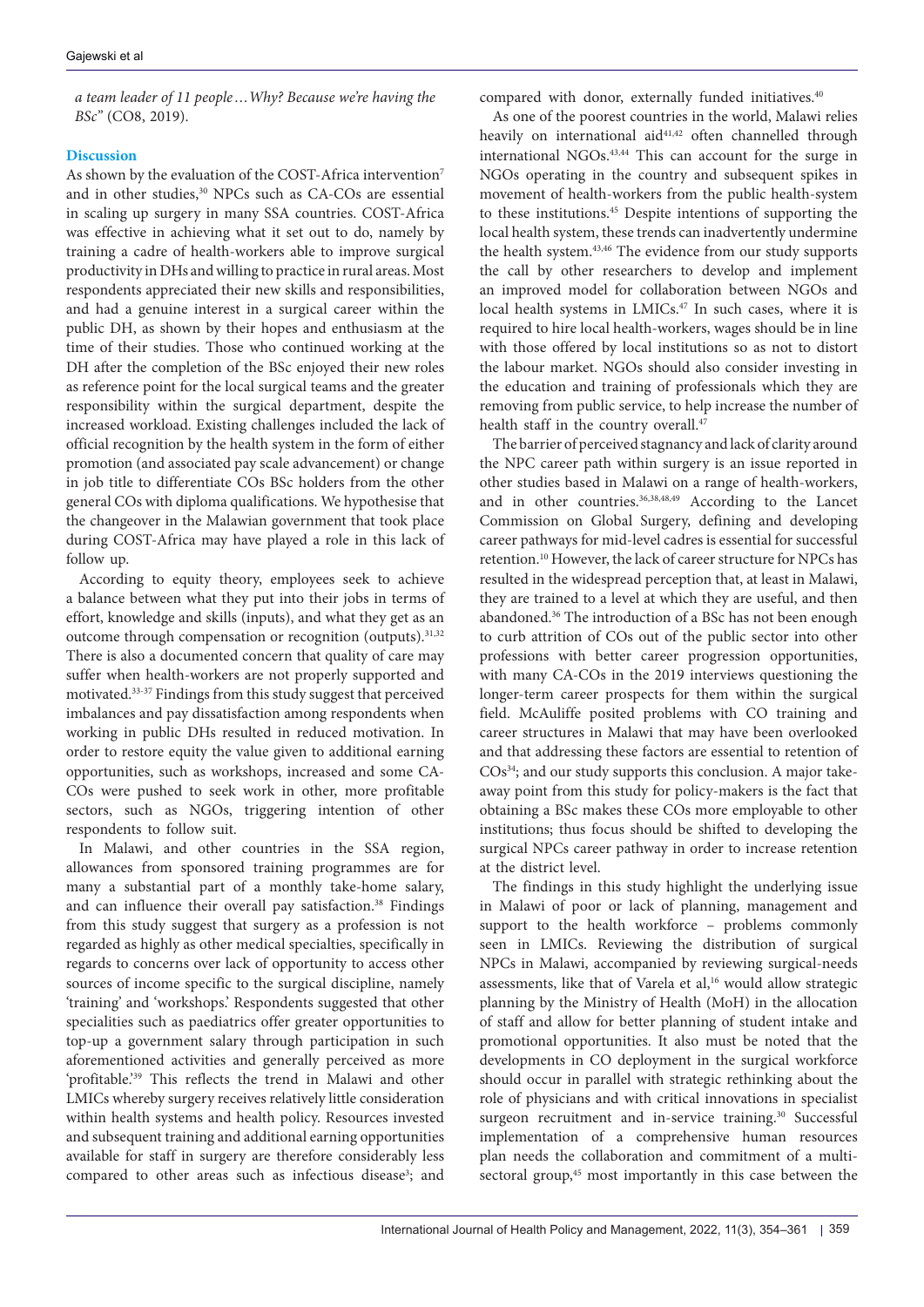*a team leader of 11 people…Why? Because we're having the BSc"* (CO8, 2019).

## Discussion

As shown by the evaluation of the COST-Africa intervention[7] and in other studies,[30] NPCs such as CA-COs are essential in scaling up surgery in many SSA countries. COST-Africa was effective in achieving what it set out to do, namely by training a cadre of health-workers able to improve surgical productivity in DHs and willing to practice in rural areas. Most respondents appreciated their new skills and responsibilities, and had a genuine interest in a surgical career within the public DH, as shown by their hopes and enthusiasm at the time of their studies. Those who continued working at the DH after the completion of the BSc enjoyed their new roles as reference point for the local surgical teams and the greater responsibility within the surgical department, despite the increased workload. Existing challenges included the lack of official recognition by the health system in the form of either promotion (and associated pay scale advancement) or change in job title to differentiate COs BSc holders from the other general COs with diploma qualifications. We hypothesise that the changeover in the Malawian government that took place during COST-Africa may have played a role in this lack of follow up.

According to equity theory, employees seek to achieve a balance between what they put into their jobs in terms of effort, knowledge and skills (inputs), and what they get as an outcome through compensation or recognition (outputs).[31,32] There is also a documented concern that quality of care may suffer when health-workers are not properly supported and motivated.[33-37] Findings from this study suggest that perceived imbalances and pay dissatisfaction among respondents when working in public DHs resulted in reduced motivation. In order to restore equity the value given to additional earning opportunities, such as workshops, increased and some CA-COs were pushed to seek work in other, more profitable sectors, such as NGOs, triggering intention of other respondents to follow suit.

In Malawi, and other countries in the SSA region, allowances from sponsored training programmes are for many a substantial part of a monthly take-home salary, and can influence their overall pay satisfaction.[38] Findings from this study suggest that surgery as a profession is not regarded as highly as other medical specialties, specifically in regards to concerns over lack of opportunity to access other sources of income specific to the surgical discipline, namely 'training' and 'workshops.' Respondents suggested that other specialities such as paediatrics offer greater opportunities to top-up a government salary through participation in such aforementioned activities and generally perceived as more 'profitable.'[39] This reflects the trend in Malawi and other LMICs whereby surgery receives relatively little consideration within health systems and health policy. Resources invested and subsequent training and additional earning opportunities available for staff in surgery are therefore considerably less compared to other areas such as infectious disease[3]; and compared with donor, externally funded initiatives.[40]

As one of the poorest countries in the world, Malawi relies heavily on international aid[41,42] often channelled through international NGOs.[43,44] This can account for the surge in NGOs operating in the country and subsequent spikes in movement of health-workers from the public health-system to these institutions.[45] Despite intentions of supporting the local health system, these trends can inadvertently undermine the health system.[43,46] The evidence from our study supports the call by other researchers to develop and implement an improved model for collaboration between NGOs and local health systems in LMICs.[47] In such cases, where it is required to hire local health-workers, wages should be in line with those offered by local institutions so as not to distort the labour market. NGOs should also consider investing in the education and training of professionals which they are removing from public service, to help increase the number of health staff in the country overall.[47]

The barrier of perceived stagnancy and lack of clarity around the NPC career path within surgery is an issue reported in other studies based in Malawi on a range of health-workers, and in other countries.[36,38,48,49] According to the Lancet Commission on Global Surgery, defining and developing career pathways for mid-level cadres is essential for successful retention.[10] However, the lack of career structure for NPCs has resulted in the widespread perception that, at least in Malawi, they are trained to a level at which they are useful, and then abandoned.[36] The introduction of a BSc has not been enough to curb attrition of COs out of the public sector into other professions with better career progression opportunities, with many CA-COs in the 2019 interviews questioning the longer-term career prospects for them within the surgical field. McAuliffe posited problems with CO training and career structures in Malawi that may have been overlooked and that addressing these factors are essential to retention of COs[34]; and our study supports this conclusion. A major take-away point from this study for policy-makers is the fact that obtaining a BSc makes these COs more employable to other institutions; thus focus should be shifted to developing the surgical NPCs career pathway in order to increase retention at the district level.

The findings in this study highlight the underlying issue in Malawi of poor or lack of planning, management and support to the health workforce – problems commonly seen in LMICs. Reviewing the distribution of surgical NPCs in Malawi, accompanied by reviewing surgical-needs assessments, like that of Varela et al,[16] would allow strategic planning by the Ministry of Health (MoH) in the allocation of staff and allow for better planning of student intake and promotional opportunities. It also must be noted that the developments in CO deployment in the surgical workforce should occur in parallel with strategic rethinking about the role of physicians and with critical innovations in specialist surgeon recruitment and in-service training.[30] Successful implementation of a comprehensive human resources plan needs the collaboration and commitment of a multi-sectoral group,[45] most importantly in this case between the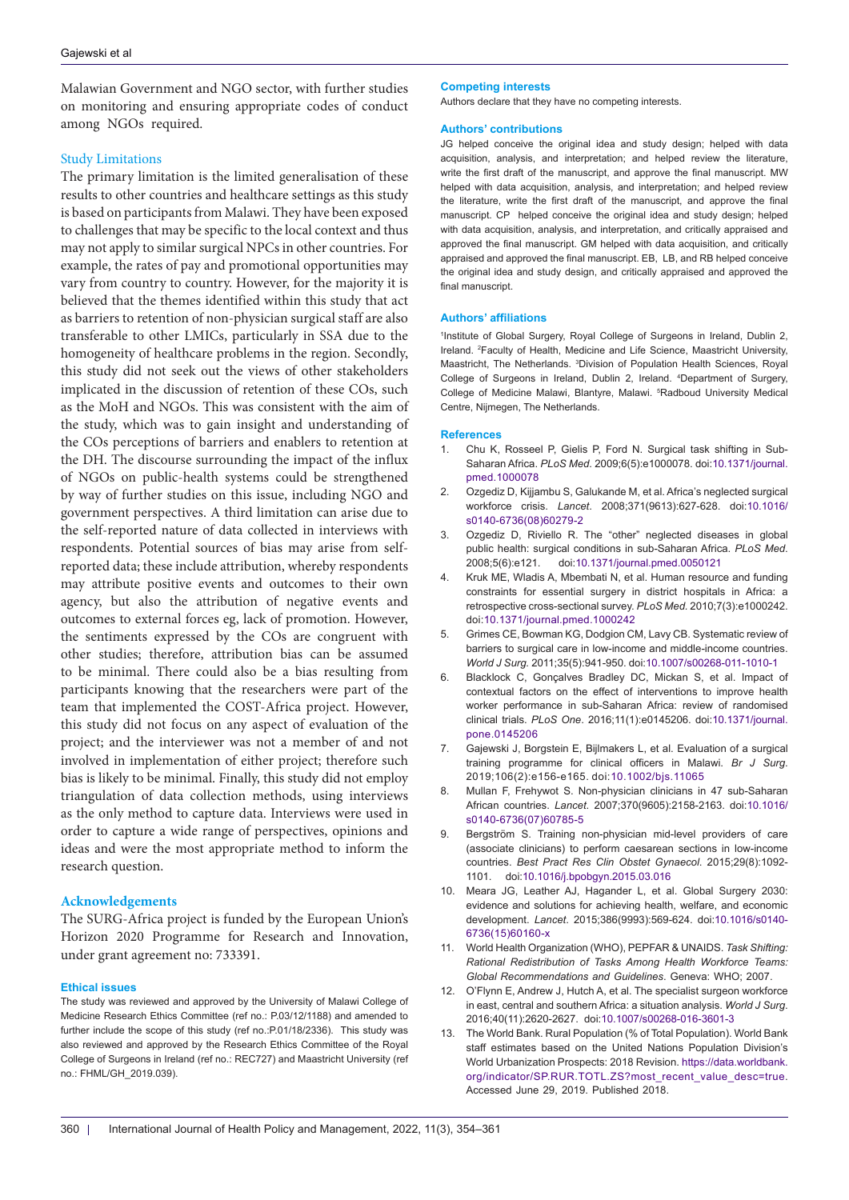Malawian Government and NGO sector, with further studies on monitoring and ensuring appropriate codes of conduct among NGOs required.

### Study Limitations

The primary limitation is the limited generalisation of these results to other countries and healthcare settings as this study is based on participants from Malawi. They have been exposed to challenges that may be specific to the local context and thus may not apply to similar surgical NPCs in other countries. For example, the rates of pay and promotional opportunities may vary from country to country. However, for the majority it is believed that the themes identified within this study that act as barriers to retention of non-physician surgical staff are also transferable to other LMICs, particularly in SSA due to the homogeneity of healthcare problems in the region. Secondly, this study did not seek out the views of other stakeholders implicated in the discussion of retention of these COs, such as the MoH and NGOs. This was consistent with the aim of the study, which was to gain insight and understanding of the COs perceptions of barriers and enablers to retention at the DH. The discourse surrounding the impact of the influx of NGOs on public-health systems could be strengthened by way of further studies on this issue, including NGO and government perspectives. A third limitation can arise due to the self-reported nature of data collected in interviews with respondents. Potential sources of bias may arise from self-reported data; these include attribution, whereby respondents may attribute positive events and outcomes to their own agency, but also the attribution of negative events and outcomes to external forces eg, lack of promotion. However, the sentiments expressed by the COs are congruent with other studies; therefore, attribution bias can be assumed to be minimal. There could also be a bias resulting from participants knowing that the researchers were part of the team that implemented the COST-Africa project. However, this study did not focus on any aspect of evaluation of the project; and the interviewer was not a member of and not involved in implementation of either project; therefore such bias is likely to be minimal. Finally, this study did not employ triangulation of data collection methods, using interviews as the only method to capture data. Interviews were used in order to capture a wide range of perspectives, opinions and ideas and were the most appropriate method to inform the research question.

## Acknowledgements

The SURG-Africa project is funded by the European Union's Horizon 2020 Programme for Research and Innovation, under grant agreement no: 733391.

### Ethical issues

The study was reviewed and approved by the University of Malawi College of Medicine Research Ethics Committee (ref no.: P.03/12/1188) and amended to further include the scope of this study (ref no.:P.01/18/2336). This study was also reviewed and approved by the Research Ethics Committee of the Royal College of Surgeons in Ireland (ref no.: REC727) and Maastricht University (ref no.: FHML/GH_2019.039).

### Competing interests

Authors declare that they have no competing interests.

### Authors' contributions

JG helped conceive the original idea and study design; helped with data acquisition, analysis, and interpretation; and helped review the literature, write the first draft of the manuscript, and approve the final manuscript. MW helped with data acquisition, analysis, and interpretation; and helped review the literature, write the first draft of the manuscript, and approve the final manuscript. CP helped conceive the original idea and study design; helped with data acquisition, analysis, and interpretation, and critically appraised and approved the final manuscript. GM helped with data acquisition, and critically appraised and approved the final manuscript. EB, LB, and RB helped conceive the original idea and study design, and critically appraised and approved the final manuscript.

### Authors' affiliations

[1]Institute of Global Surgery, Royal College of Surgeons in Ireland, Dublin 2, Ireland. [2]Faculty of Health, Medicine and Life Science, Maastricht University, Maastricht, The Netherlands. [3]Division of Population Health Sciences, Royal College of Surgeons in Ireland, Dublin 2, Ireland. [4]Department of Surgery, College of Medicine Malawi, Blantyre, Malawi. [5]Radboud University Medical Centre, Nijmegen, The Netherlands.

### References

1. Chu K, Rosseel P, Gielis P, Ford N. Surgical task shifting in Sub-Saharan Africa. *PLoS Med*. 2009;6(5):e1000078. doi:10.1371/journal.pmed.1000078
2. Ozgediz D, Kijjambu S, Galukande M, et al. Africa's neglected surgical workforce crisis. *Lancet*. 2008;371(9613):627-628. doi:10.1016/s0140-6736(08)60279-2
3. Ozgediz D, Riviello R. The "other" neglected diseases in global public health: surgical conditions in sub-Saharan Africa. *PLoS Med*. 2008;5(6):e121. doi:10.1371/journal.pmed.0050121
4. Kruk ME, Wladis A, Mbembati N, et al. Human resource and funding constraints for essential surgery in district hospitals in Africa: a retrospective cross-sectional survey. *PLoS Med*. 2010;7(3):e1000242. doi:10.1371/journal.pmed.1000242
5. Grimes CE, Bowman KG, Dodgion CM, Lavy CB. Systematic review of barriers to surgical care in low-income and middle-income countries. *World J Surg*. 2011;35(5):941-950. doi:10.1007/s00268-011-1010-1
6. Blacklock C, Gonçalves Bradley DC, Mickan S, et al. Impact of contextual factors on the effect of interventions to improve health worker performance in sub-Saharan Africa: review of randomised clinical trials. *PLoS One*. 2016;11(1):e0145206. doi:10.1371/journal.pone.0145206
7. Gajewski J, Borgstein E, Bijlmakers L, et al. Evaluation of a surgical training programme for clinical officers in Malawi. *Br J Surg*. 2019;106(2):e156-e165. doi:10.1002/bjs.11065
8. Mullan F, Frehywot S. Non-physician clinicians in 47 sub-Saharan African countries. *Lancet*. 2007;370(9605):2158-2163. doi:10.1016/s0140-6736(07)60785-5
9. Bergström S. Training non-physician mid-level providers of care (associate clinicians) to perform caesarean sections in low-income countries. *Best Pract Res Clin Obstet Gynaecol*. 2015;29(8):1092-1101. doi:10.1016/j.bpobgyn.2015.03.016
10. Meara JG, Leather AJ, Hagander L, et al. Global Surgery 2030: evidence and solutions for achieving health, welfare, and economic development. *Lancet*. 2015;386(9993):569-624. doi:10.1016/s0140-6736(15)60160-x
11. World Health Organization (WHO), PEPFAR & UNAIDS. *Task Shifting: Rational Redistribution of Tasks Among Health Workforce Teams: Global Recommendations and Guidelines*. Geneva: WHO; 2007.
12. O'Flynn E, Andrew J, Hutch A, et al. The specialist surgeon workforce in east, central and southern Africa: a situation analysis. *World J Surg*. 2016;40(11):2620-2627. doi:10.1007/s00268-016-3601-3
13. The World Bank. Rural Population (% of Total Population). World Bank staff estimates based on the United Nations Population Division's World Urbanization Prospects: 2018 Revision. https://data.worldbank.org/indicator/SP.RUR.TOTL.ZS?most_recent_value_desc=true. Accessed June 29, 2019. Published 2018.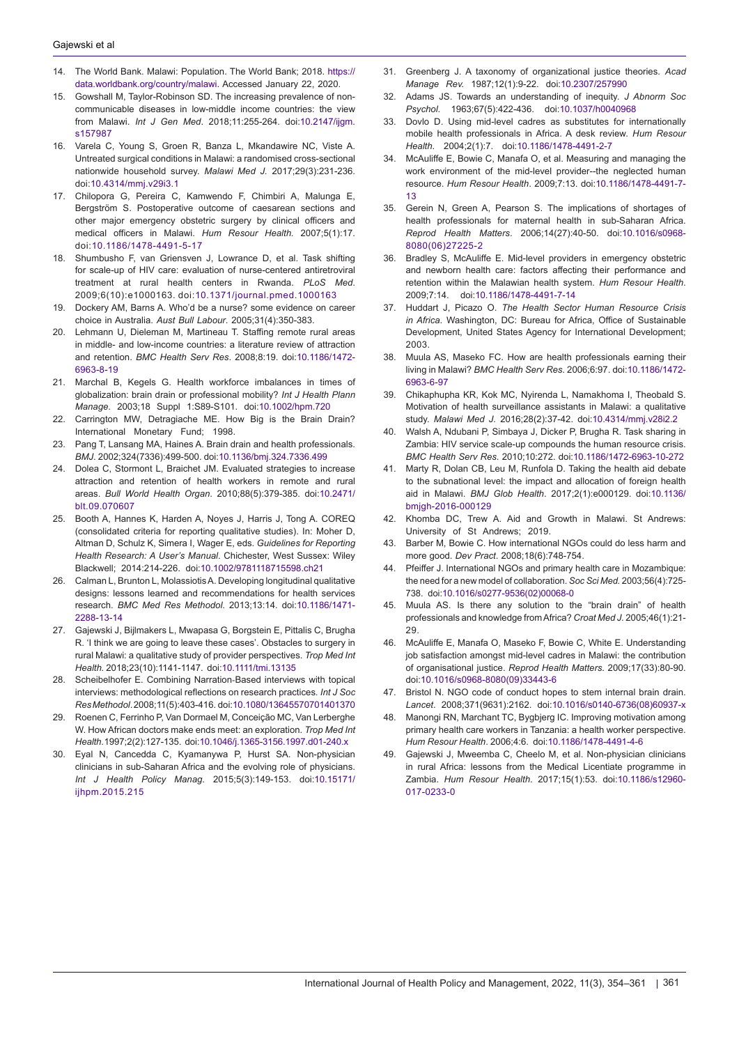14. The World Bank. Malawi: Population. The World Bank; 2018. https://data.worldbank.org/country/malawi. Accessed January 22, 2020.
15. Gowshall M, Taylor-Robinson SD. The increasing prevalence of non-communicable diseases in low-middle income countries: the view from Malawi. *Int J Gen Med*. 2018;11:255-264. doi:10.2147/ijgm.s157987
16. Varela C, Young S, Groen R, Banza L, Mkandawire NC, Viste A. Untreated surgical conditions in Malawi: a randomised cross-sectional nationwide household survey. *Malawi Med J*. 2017;29(3):231-236. doi:10.4314/mmj.v29i3.1
17. Chilopora G, Pereira C, Kamwendo F, Chimbiri A, Malunga E, Bergström S. Postoperative outcome of caesarean sections and other major emergency obstetric surgery by clinical officers and medical officers in Malawi. *Hum Resour Health*. 2007;5(1):17. doi:10.1186/1478-4491-5-17
18. Shumbusho F, van Griensven J, Lowrance D, et al. Task shifting for scale-up of HIV care: evaluation of nurse-centered antiretroviral treatment at rural health centers in Rwanda. *PLoS Med*. 2009;6(10):e1000163. doi:10.1371/journal.pmed.1000163
19. Dockery AM, Barns A. Who'd be a nurse? some evidence on career choice in Australia. *Aust Bull Labour*. 2005;31(4):350-383.
20. Lehmann U, Dieleman M, Martineau T. Staffing remote rural areas in middle- and low-income countries: a literature review of attraction and retention. *BMC Health Serv Res*. 2008;8:19. doi:10.1186/1472-6963-8-19
21. Marchal B, Kegels G. Health workforce imbalances in times of globalization: brain drain or professional mobility? *Int J Health Plann Manage*. 2003;18 Suppl 1:S89-S101. doi:10.1002/hpm.720
22. Carrington MW, Detragiache ME. How Big is the Brain Drain? International Monetary Fund; 1998.
23. Pang T, Lansang MA, Haines A. Brain drain and health professionals. *BMJ*. 2002;324(7336):499-500. doi:10.1136/bmj.324.7336.499
24. Dolea C, Stormont L, Braichet JM. Evaluated strategies to increase attraction and retention of health workers in remote and rural areas. *Bull World Health Organ*. 2010;88(5):379-385. doi:10.2471/blt.09.070607
25. Booth A, Hannes K, Harden A, Noyes J, Harris J, Tong A. COREQ (consolidated criteria for reporting qualitative studies). In: Moher D, Altman D, Schulz K, Simera I, Wager E, eds. *Guidelines for Reporting Health Research: A User's Manual*. Chichester, West Sussex: Wiley Blackwell; 2014:214-226. doi:10.1002/9781118715598.ch21
26. Calman L, Brunton L, Molassiotis A. Developing longitudinal qualitative designs: lessons learned and recommendations for health services research. *BMC Med Res Methodol*. 2013;13:14. doi:10.1186/1471-2288-13-14
27. Gajewski J, Bijlmakers L, Mwapasa G, Borgstein E, Pittalis C, Brugha R. 'I think we are going to leave these cases'. Obstacles to surgery in rural Malawi: a qualitative study of provider perspectives. *Trop Med Int Health*. 2018;23(10):1141-1147. doi:10.1111/tmi.13135
28. Scheibelhofer E. Combining Narration-Based interviews with topical interviews: methodological reflections on research practices. *Int J Soc Res Methodol*. 2008;11(5):403-416. doi:10.1080/13645570701401370
29. Roenen C, Ferrinho P, Van Dormael M, Conceição MC, Van Lerberghe W. How African doctors make ends meet: an exploration. *Trop Med Int Health*. 1997;2(2):127-135. doi:10.1046/j.1365-3156.1997.d01-240.x
30. Eyal N, Cancedda C, Kyamanywa P, Hurst SA. Non-physician clinicians in sub-Saharan Africa and the evolving role of physicians. *Int J Health Policy Manag*. 2015;5(3):149-153. doi:10.15171/ijhpm.2015.215
31. Greenberg J. A taxonomy of organizational justice theories. *Acad Manage Rev*. 1987;12(1):9-22. doi:10.2307/257990
32. Adams JS. Towards an understanding of inequity. *J Abnorm Soc Psychol*. 1963;67(5):422-436. doi:10.1037/h0040968
33. Dovlo D. Using mid-level cadres as substitutes for internationally mobile health professionals in Africa. A desk review. *Hum Resour Health*. 2004;2(1):7. doi:10.1186/1478-4491-2-7
34. McAuliffe E, Bowie C, Manafa O, et al. Measuring and managing the work environment of the mid-level provider--the neglected human resource. *Hum Resour Health*. 2009;7:13. doi:10.1186/1478-4491-7-13
35. Gerein N, Green A, Pearson S. The implications of shortages of health professionals for maternal health in sub-Saharan Africa. *Reprod Health Matters*. 2006;14(27):40-50. doi:10.1016/s0968-8080(06)27225-2
36. Bradley S, McAuliffe E. Mid-level providers in emergency obstetric and newborn health care: factors affecting their performance and retention within the Malawian health system. *Hum Resour Health*. 2009;7:14. doi:10.1186/1478-4491-7-14
37. Huddart J, Picazo O. *The Health Sector Human Resource Crisis in Africa*. Washington, DC: Bureau for Africa, Office of Sustainable Development, United States Agency for International Development; 2003.
38. Muula AS, Maseko FC. How are health professionals earning their living in Malawi? *BMC Health Serv Res*. 2006;6:97. doi:10.1186/1472-6963-6-97
39. Chikaphupha KR, Kok MC, Nyirenda L, Namakhoma I, Theobald S. Motivation of health surveillance assistants in Malawi: a qualitative study. *Malawi Med J*. 2016;28(2):37-42. doi:10.4314/mmj.v28i2.2
40. Walsh A, Ndubani P, Simbaya J, Dicker P, Brugha R. Task sharing in Zambia: HIV service scale-up compounds the human resource crisis. *BMC Health Serv Res*. 2010;10:272. doi:10.1186/1472-6963-10-272
41. Marty R, Dolan CB, Leu M, Runfola D. Taking the health aid debate to the subnational level: the impact and allocation of foreign health aid in Malawi. *BMJ Glob Health*. 2017;2(1):e000129. doi:10.1136/bmjgh-2016-000129
42. Khomba DC, Trew A. Aid and Growth in Malawi. St Andrews: University of St Andrews; 2019.
43. Barber M, Bowie C. How international NGOs could do less harm and more good. *Dev Pract*. 2008;18(6):748-754.
44. Pfeiffer J. International NGOs and primary health care in Mozambique: the need for a new model of collaboration. *Soc Sci Med*. 2003;56(4):725-738. doi:10.1016/s0277-9536(02)00068-0
45. Muula AS. Is there any solution to the "brain drain" of health professionals and knowledge from Africa? *Croat Med J*. 2005;46(1):21-29.
46. McAuliffe E, Manafa O, Maseko F, Bowie C, White E. Understanding job satisfaction amongst mid-level cadres in Malawi: the contribution of organisational justice. *Reprod Health Matters*. 2009;17(33):80-90. doi:10.1016/s0968-8080(09)33443-6
47. Bristol N. NGO code of conduct hopes to stem internal brain drain. *Lancet*. 2008;371(9631):2162. doi:10.1016/s0140-6736(08)60937-x
48. Manongi RN, Marchant TC, Bygbjerg IC. Improving motivation among primary health care workers in Tanzania: a health worker perspective. *Hum Resour Health*. 2006;4:6. doi:10.1186/1478-4491-4-6
49. Gajewski J, Mweemba C, Cheelo M, et al. Non-physician clinicians in rural Africa: lessons from the Medical Licentiate programme in Zambia. *Hum Resour Health*. 2017;15(1):53. doi:10.1186/s12960-017-0233-0